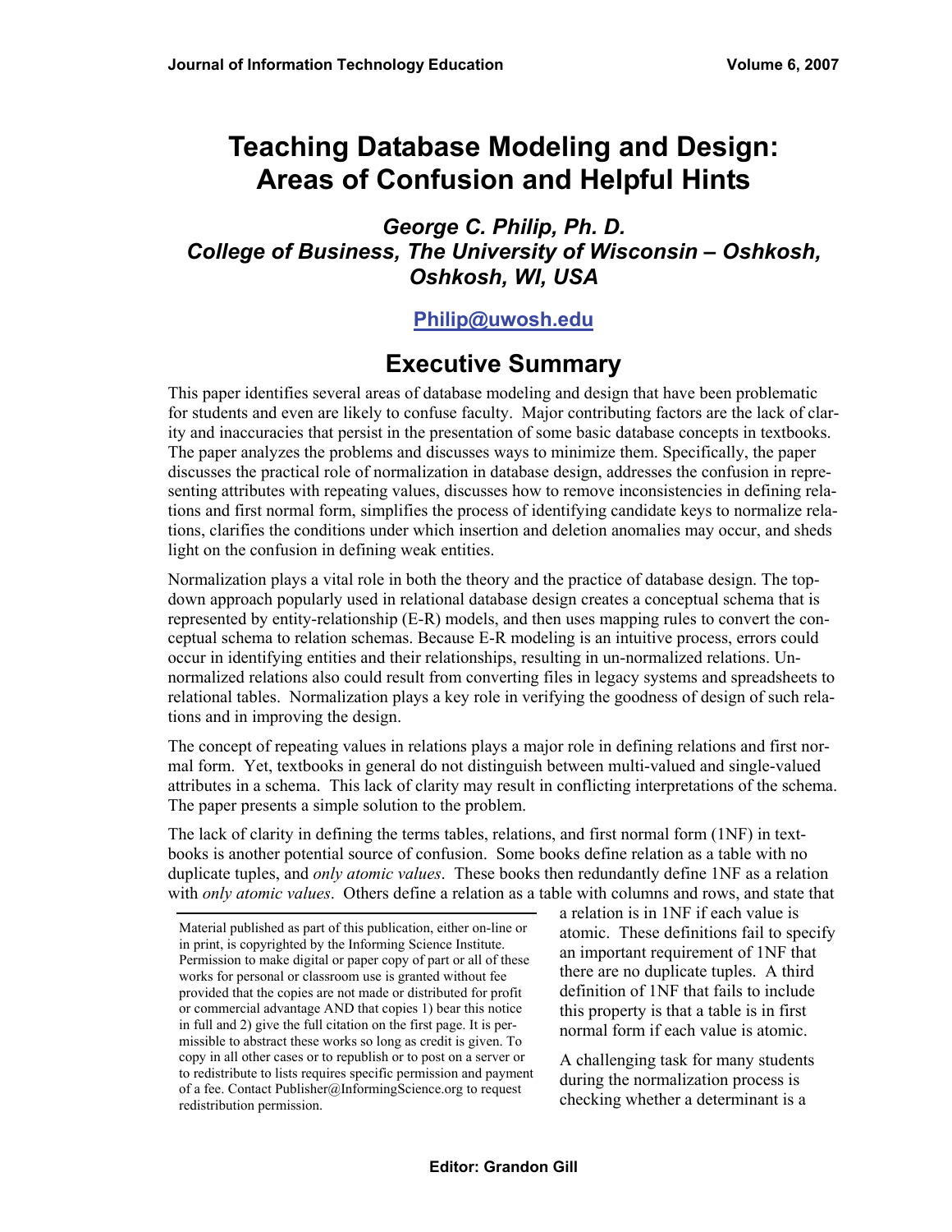# Teaching Database Modeling and Design: Areas of Confusion and Helpful Hints

### *George C. Philip, Ph. D.*
### *College of Business, The University of Wisconsin – Oshkosh, Oshkosh, WI, USA*

**Philip@uwosh.edu**

## Executive Summary

This paper identifies several areas of database modeling and design that have been problematic for students and even are likely to confuse faculty. Major contributing factors are the lack of clarity and inaccuracies that persist in the presentation of some basic database concepts in textbooks. The paper analyzes the problems and discusses ways to minimize them. Specifically, the paper discusses the practical role of normalization in database design, addresses the confusion in representing attributes with repeating values, discusses how to remove inconsistencies in defining relations and first normal form, simplifies the process of identifying candidate keys to normalize relations, clarifies the conditions under which insertion and deletion anomalies may occur, and sheds light on the confusion in defining weak entities.

Normalization plays a vital role in both the theory and the practice of database design. The top-down approach popularly used in relational database design creates a conceptual schema that is represented by entity-relationship (E-R) models, and then uses mapping rules to convert the conceptual schema to relation schemas. Because E-R modeling is an intuitive process, errors could occur in identifying entities and their relationships, resulting in un-normalized relations. Un-normalized relations also could result from converting files in legacy systems and spreadsheets to relational tables. Normalization plays a key role in verifying the goodness of design of such relations and in improving the design.

The concept of repeating values in relations plays a major role in defining relations and first normal form. Yet, textbooks in general do not distinguish between multi-valued and single-valued attributes in a schema. This lack of clarity may result in conflicting interpretations of the schema. The paper presents a simple solution to the problem.

The lack of clarity in defining the terms tables, relations, and first normal form (1NF) in textbooks is another potential source of confusion. Some books define relation as a table with no duplicate tuples, and *only atomic values*. These books then redundantly define 1NF as a relation with *only atomic values*. Others define a relation as a table with columns and rows, and state that a relation is in 1NF if each value is atomic. These definitions fail to specify an important requirement of 1NF that there are no duplicate tuples. A third definition of 1NF that fails to include this property is that a table is in first normal form if each value is atomic.

A challenging task for many students during the normalization process is checking whether a determinant is a

Material published as part of this publication, either on-line or in print, is copyrighted by the Informing Science Institute. Permission to make digital or paper copy of part or all of these works for personal or classroom use is granted without fee provided that the copies are not made or distributed for profit or commercial advantage AND that copies 1) bear this notice in full and 2) give the full citation on the first page. It is permissible to abstract these works so long as credit is given. To copy in all other cases or to republish or to post on a server or to redistribute to lists requires specific permission and payment of a fee. Contact Publisher@InformingScience.org to request redistribution permission.

**Editor: Grandon Gill**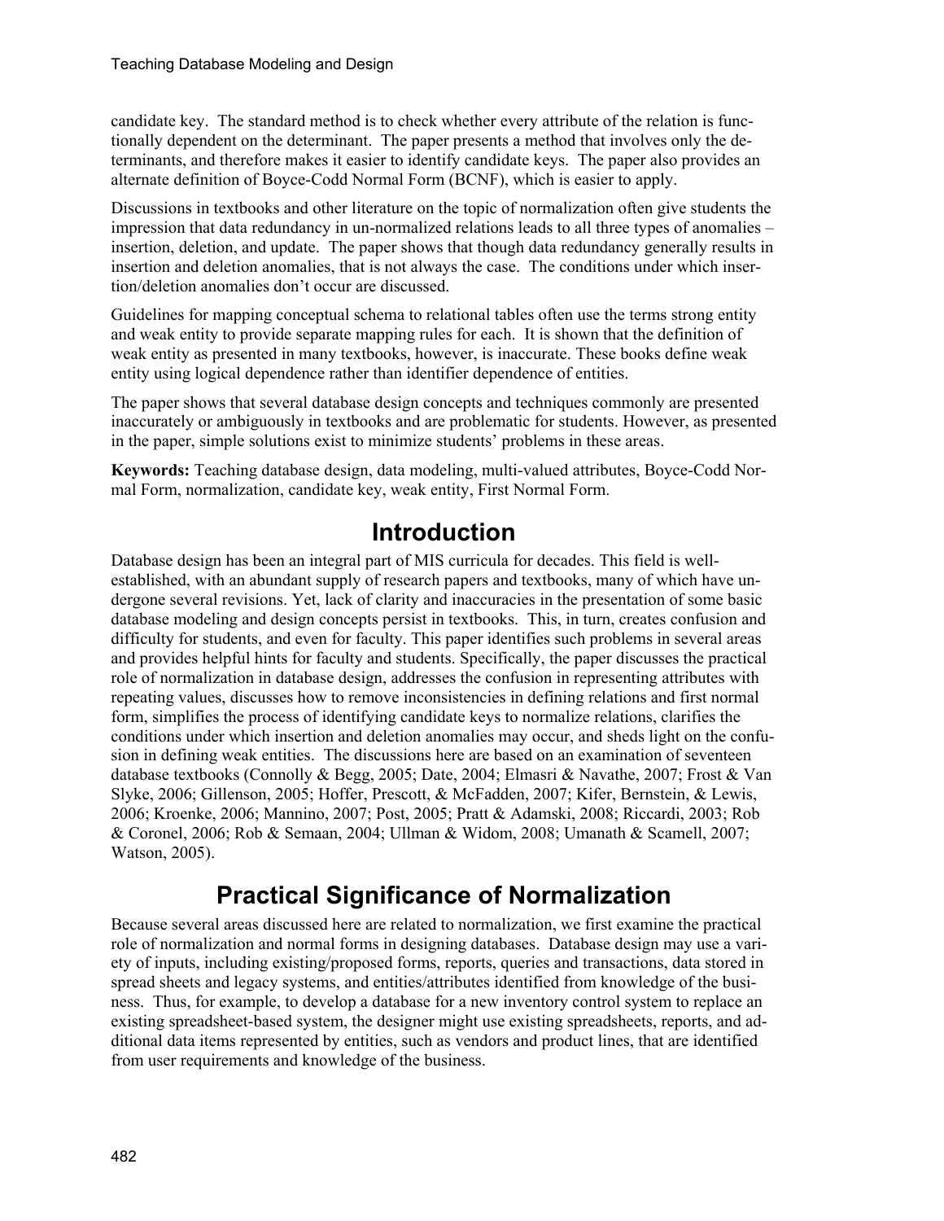candidate key. The standard method is to check whether every attribute of the relation is functionally dependent on the determinant. The paper presents a method that involves only the determinants, and therefore makes it easier to identify candidate keys. The paper also provides an alternate definition of Boyce-Codd Normal Form (BCNF), which is easier to apply.

Discussions in textbooks and other literature on the topic of normalization often give students the impression that data redundancy in un-normalized relations leads to all three types of anomalies – insertion, deletion, and update. The paper shows that though data redundancy generally results in insertion and deletion anomalies, that is not always the case. The conditions under which insertion/deletion anomalies don't occur are discussed.

Guidelines for mapping conceptual schema to relational tables often use the terms strong entity and weak entity to provide separate mapping rules for each. It is shown that the definition of weak entity as presented in many textbooks, however, is inaccurate. These books define weak entity using logical dependence rather than identifier dependence of entities.

The paper shows that several database design concepts and techniques commonly are presented inaccurately or ambiguously in textbooks and are problematic for students. However, as presented in the paper, simple solutions exist to minimize students' problems in these areas.

**Keywords:** Teaching database design, data modeling, multi-valued attributes, Boyce-Codd Normal Form, normalization, candidate key, weak entity, First Normal Form.

# Introduction

Database design has been an integral part of MIS curricula for decades. This field is well-established, with an abundant supply of research papers and textbooks, many of which have undergone several revisions. Yet, lack of clarity and inaccuracies in the presentation of some basic database modeling and design concepts persist in textbooks. This, in turn, creates confusion and difficulty for students, and even for faculty. This paper identifies such problems in several areas and provides helpful hints for faculty and students. Specifically, the paper discusses the practical role of normalization in database design, addresses the confusion in representing attributes with repeating values, discusses how to remove inconsistencies in defining relations and first normal form, simplifies the process of identifying candidate keys to normalize relations, clarifies the conditions under which insertion and deletion anomalies may occur, and sheds light on the confusion in defining weak entities. The discussions here are based on an examination of seventeen database textbooks (Connolly & Begg, 2005; Date, 2004; Elmasri & Navathe, 2007; Frost & Van Slyke, 2006; Gillenson, 2005; Hoffer, Prescott, & McFadden, 2007; Kifer, Bernstein, & Lewis, 2006; Kroenke, 2006; Mannino, 2007; Post, 2005; Pratt & Adamski, 2008; Riccardi, 2003; Rob & Coronel, 2006; Rob & Semaan, 2004; Ullman & Widom, 2008; Umanath & Scamell, 2007; Watson, 2005).

# Practical Significance of Normalization

Because several areas discussed here are related to normalization, we first examine the practical role of normalization and normal forms in designing databases. Database design may use a variety of inputs, including existing/proposed forms, reports, queries and transactions, data stored in spread sheets and legacy systems, and entities/attributes identified from knowledge of the business. Thus, for example, to develop a database for a new inventory control system to replace an existing spreadsheet-based system, the designer might use existing spreadsheets, reports, and additional data items represented by entities, such as vendors and product lines, that are identified from user requirements and knowledge of the business.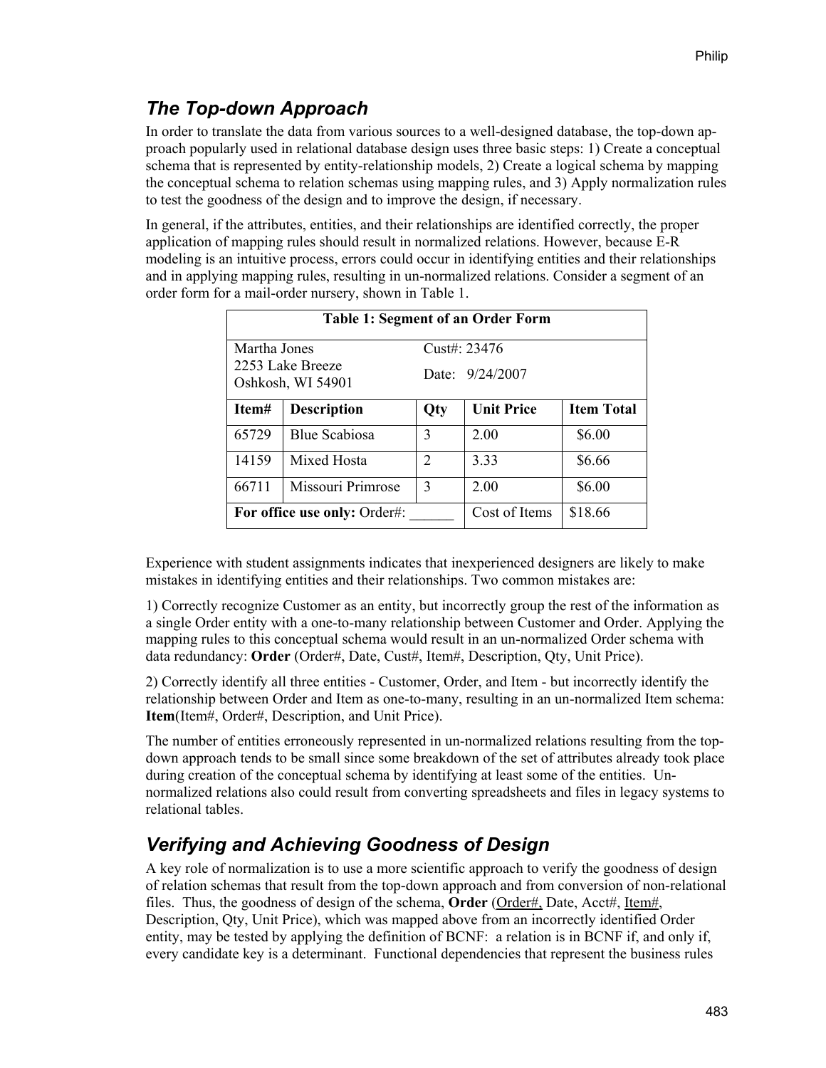## The Top-down Approach

In order to translate the data from various sources to a well-designed database, the top-down approach popularly used in relational database design uses three basic steps: 1) Create a conceptual schema that is represented by entity-relationship models, 2) Create a logical schema by mapping the conceptual schema to relation schemas using mapping rules, and 3) Apply normalization rules to test the goodness of the design and to improve the design, if necessary.

In general, if the attributes, entities, and their relationships are identified correctly, the proper application of mapping rules should result in normalized relations. However, because E-R modeling is an intuitive process, errors could occur in identifying entities and their relationships and in applying mapping rules, resulting in un-normalized relations. Consider a segment of an order form for a mail-order nursery, shown in Table 1.

**Table 1: Segment of an Order Form**

| Martha Jones<br>2253 Lake Breeze<br>Oshkosh, WI 54901 | | Cust#: 23476<br>Date: 9/24/2007 | | |
|---|---|---|---|---|
| **Item#** | **Description** | **Qty** | **Unit Price** | **Item Total** |
| 65729 | Blue Scabiosa | 3 | 2.00 | $6.00 |
| 14159 | Mixed Hosta | 2 | 3.33 | $6.66 |
| 66711 | Missouri Primrose | 3 | 2.00 | $6.00 |
| **For office use only:** Order#: ______ | | | Cost of Items | $18.66 |

Experience with student assignments indicates that inexperienced designers are likely to make mistakes in identifying entities and their relationships. Two common mistakes are:

1) Correctly recognize Customer as an entity, but incorrectly group the rest of the information as a single Order entity with a one-to-many relationship between Customer and Order. Applying the mapping rules to this conceptual schema would result in an un-normalized Order schema with data redundancy: **Order** (Order#, Date, Cust#, Item#, Description, Qty, Unit Price).

2) Correctly identify all three entities - Customer, Order, and Item - but incorrectly identify the relationship between Order and Item as one-to-many, resulting in an un-normalized Item schema: **Item**(Item#, Order#, Description, and Unit Price).

The number of entities erroneously represented in un-normalized relations resulting from the top-down approach tends to be small since some breakdown of the set of attributes already took place during creation of the conceptual schema by identifying at least some of the entities. Un-normalized relations also could result from converting spreadsheets and files in legacy systems to relational tables.

## Verifying and Achieving Goodness of Design

A key role of normalization is to use a more scientific approach to verify the goodness of design of relation schemas that result from the top-down approach and from conversion of non-relational files. Thus, the goodness of design of the schema, **Order** (<u>Order#,</u> Date, Acct#, <u>Item#</u>, Description, Qty, Unit Price), which was mapped above from an incorrectly identified Order entity, may be tested by applying the definition of BCNF: a relation is in BCNF if, and only if, every candidate key is a determinant. Functional dependencies that represent the business rules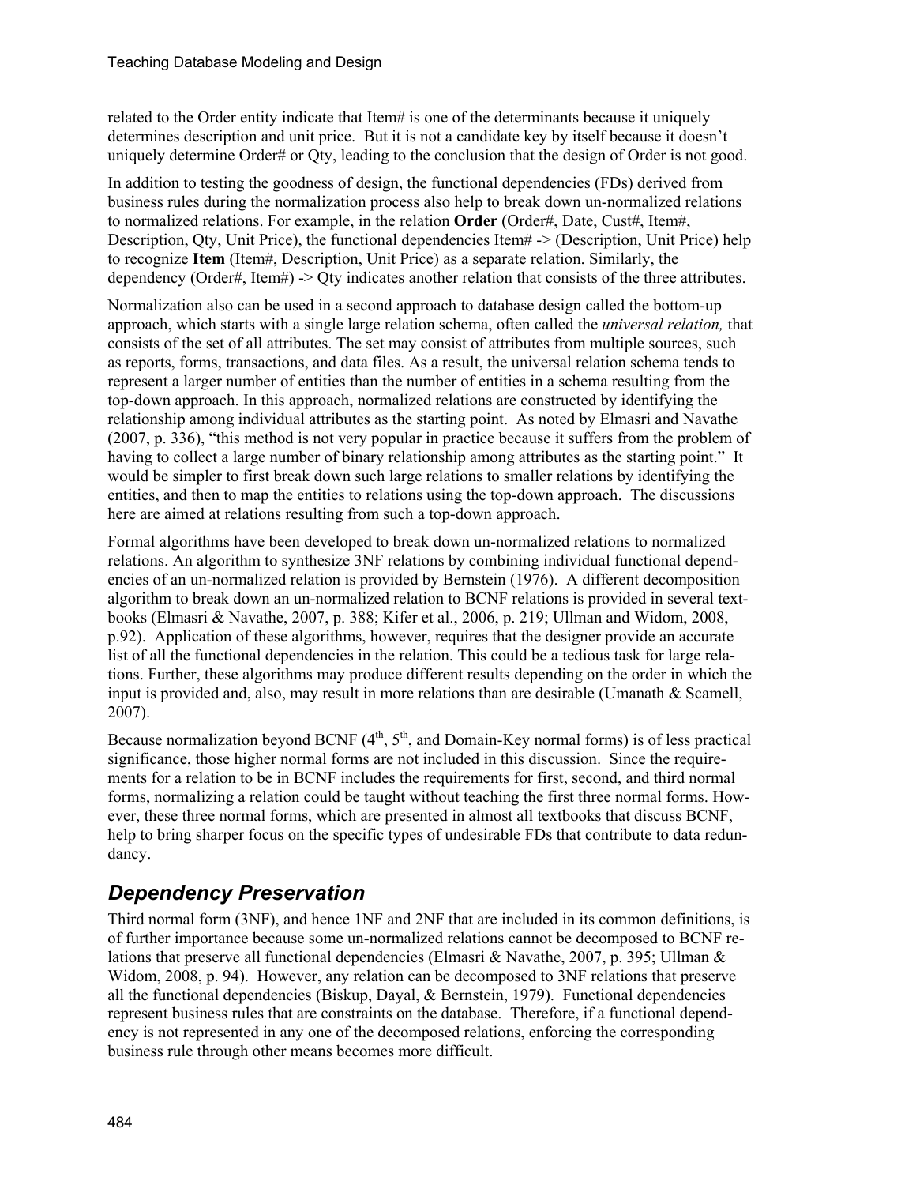related to the Order entity indicate that Item# is one of the determinants because it uniquely determines description and unit price. But it is not a candidate key by itself because it doesn't uniquely determine Order# or Qty, leading to the conclusion that the design of Order is not good.

In addition to testing the goodness of design, the functional dependencies (FDs) derived from business rules during the normalization process also help to break down un-normalized relations to normalized relations. For example, in the relation **Order** (Order#, Date, Cust#, Item#, Description, Qty, Unit Price), the functional dependencies Item# -> (Description, Unit Price) help to recognize **Item** (Item#, Description, Unit Price) as a separate relation. Similarly, the dependency (Order#, Item#) -> Qty indicates another relation that consists of the three attributes.

Normalization also can be used in a second approach to database design called the bottom-up approach, which starts with a single large relation schema, often called the *universal relation,* that consists of the set of all attributes. The set may consist of attributes from multiple sources, such as reports, forms, transactions, and data files. As a result, the universal relation schema tends to represent a larger number of entities than the number of entities in a schema resulting from the top-down approach. In this approach, normalized relations are constructed by identifying the relationship among individual attributes as the starting point. As noted by Elmasri and Navathe (2007, p. 336), "this method is not very popular in practice because it suffers from the problem of having to collect a large number of binary relationship among attributes as the starting point." It would be simpler to first break down such large relations to smaller relations by identifying the entities, and then to map the entities to relations using the top-down approach. The discussions here are aimed at relations resulting from such a top-down approach.

Formal algorithms have been developed to break down un-normalized relations to normalized relations. An algorithm to synthesize 3NF relations by combining individual functional dependencies of an un-normalized relation is provided by Bernstein (1976). A different decomposition algorithm to break down an un-normalized relation to BCNF relations is provided in several textbooks (Elmasri & Navathe, 2007, p. 388; Kifer et al., 2006, p. 219; Ullman and Widom, 2008, p.92). Application of these algorithms, however, requires that the designer provide an accurate list of all the functional dependencies in the relation. This could be a tedious task for large relations. Further, these algorithms may produce different results depending on the order in which the input is provided and, also, may result in more relations than are desirable (Umanath & Scamell, 2007).

Because normalization beyond BCNF (4th, 5th, and Domain-Key normal forms) is of less practical significance, those higher normal forms are not included in this discussion. Since the requirements for a relation to be in BCNF includes the requirements for first, second, and third normal forms, normalizing a relation could be taught without teaching the first three normal forms. However, these three normal forms, which are presented in almost all textbooks that discuss BCNF, help to bring sharper focus on the specific types of undesirable FDs that contribute to data redundancy.

## *Dependency Preservation*

Third normal form (3NF), and hence 1NF and 2NF that are included in its common definitions, is of further importance because some un-normalized relations cannot be decomposed to BCNF relations that preserve all functional dependencies (Elmasri & Navathe, 2007, p. 395; Ullman & Widom, 2008, p. 94). However, any relation can be decomposed to 3NF relations that preserve all the functional dependencies (Biskup, Dayal, & Bernstein, 1979). Functional dependencies represent business rules that are constraints on the database. Therefore, if a functional dependency is not represented in any one of the decomposed relations, enforcing the corresponding business rule through other means becomes more difficult.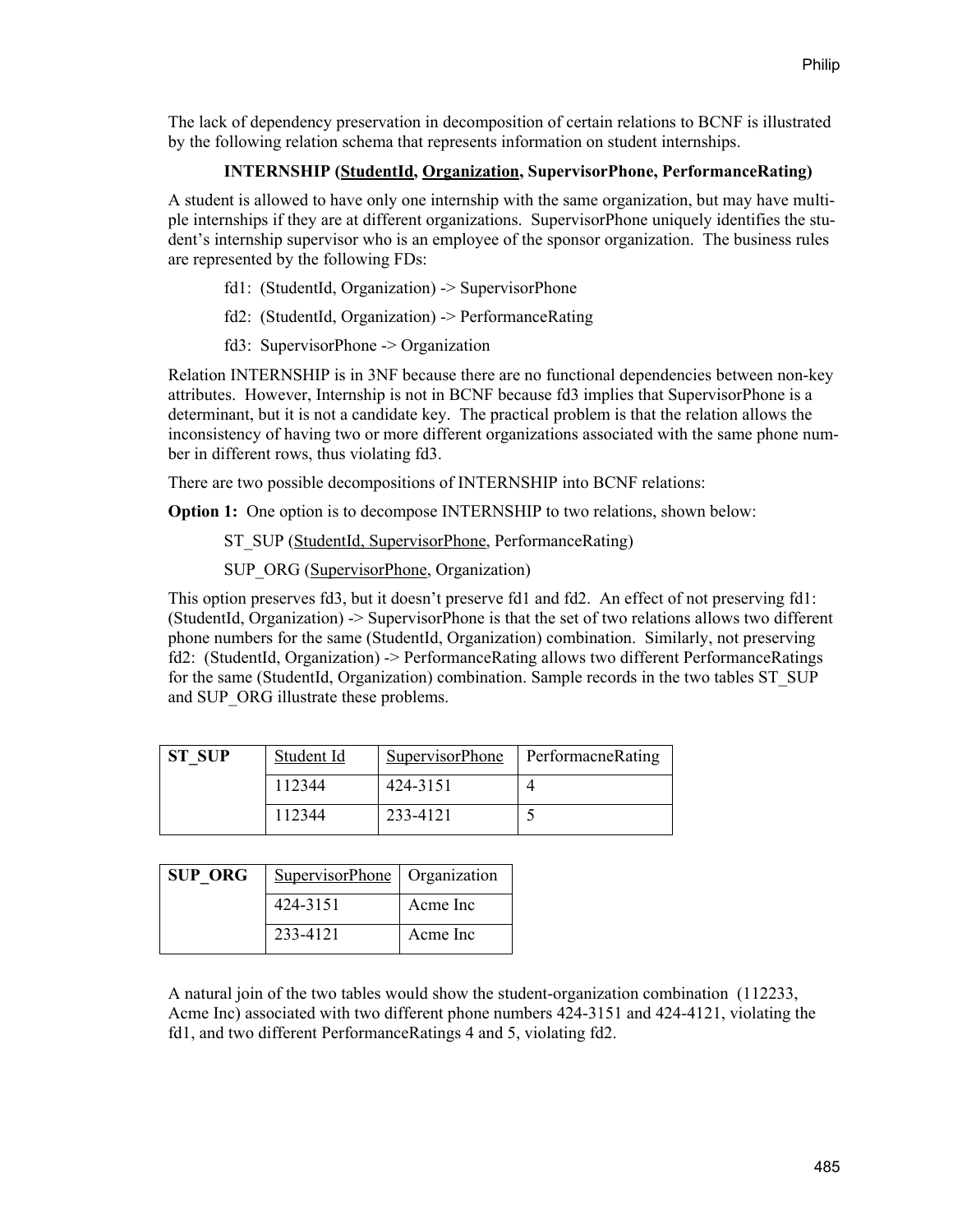The lack of dependency preservation in decomposition of certain relations to BCNF is illustrated by the following relation schema that represents information on student internships.

**INTERNSHIP (<u>StudentId</u>, <u>Organization</u>, SupervisorPhone, PerformanceRating)**

A student is allowed to have only one internship with the same organization, but may have multiple internships if they are at different organizations. SupervisorPhone uniquely identifies the student's internship supervisor who is an employee of the sponsor organization. The business rules are represented by the following FDs:

fd1: (StudentId, Organization) -> SupervisorPhone

fd2: (StudentId, Organization) -> PerformanceRating

fd3: SupervisorPhone -> Organization

Relation INTERNSHIP is in 3NF because there are no functional dependencies between non-key attributes. However, Internship is not in BCNF because fd3 implies that SupervisorPhone is a determinant, but it is not a candidate key. The practical problem is that the relation allows the inconsistency of having two or more different organizations associated with the same phone number in different rows, thus violating fd3.

There are two possible decompositions of INTERNSHIP into BCNF relations:

**Option 1:** One option is to decompose INTERNSHIP to two relations, shown below:

ST_SUP (<u>StudentId, SupervisorPhone</u>, PerformanceRating)

SUP_ORG (<u>SupervisorPhone</u>, Organization)

This option preserves fd3, but it doesn't preserve fd1 and fd2. An effect of not preserving fd1: (StudentId, Organization) -> SupervisorPhone is that the set of two relations allows two different phone numbers for the same (StudentId, Organization) combination. Similarly, not preserving fd2: (StudentId, Organization) -> PerformanceRating allows two different PerformanceRatings for the same (StudentId, Organization) combination. Sample records in the two tables ST_SUP and SUP_ORG illustrate these problems.

| **ST_SUP** | <u>Student Id</u> | <u>SupervisorPhone</u> | PerformacneRating |
|---|---|---|---|
| | 112344 | 424-3151 | 4 |
| | 112344 | 233-4121 | 5 |

| **SUP_ORG** | <u>SupervisorPhone</u> | Organization |
|---|---|---|
| | 424-3151 | Acme Inc |
| | 233-4121 | Acme Inc |

A natural join of the two tables would show the student-organization combination (112233, Acme Inc) associated with two different phone numbers 424-3151 and 424-4121, violating the fd1, and two different PerformanceRatings 4 and 5, violating fd2.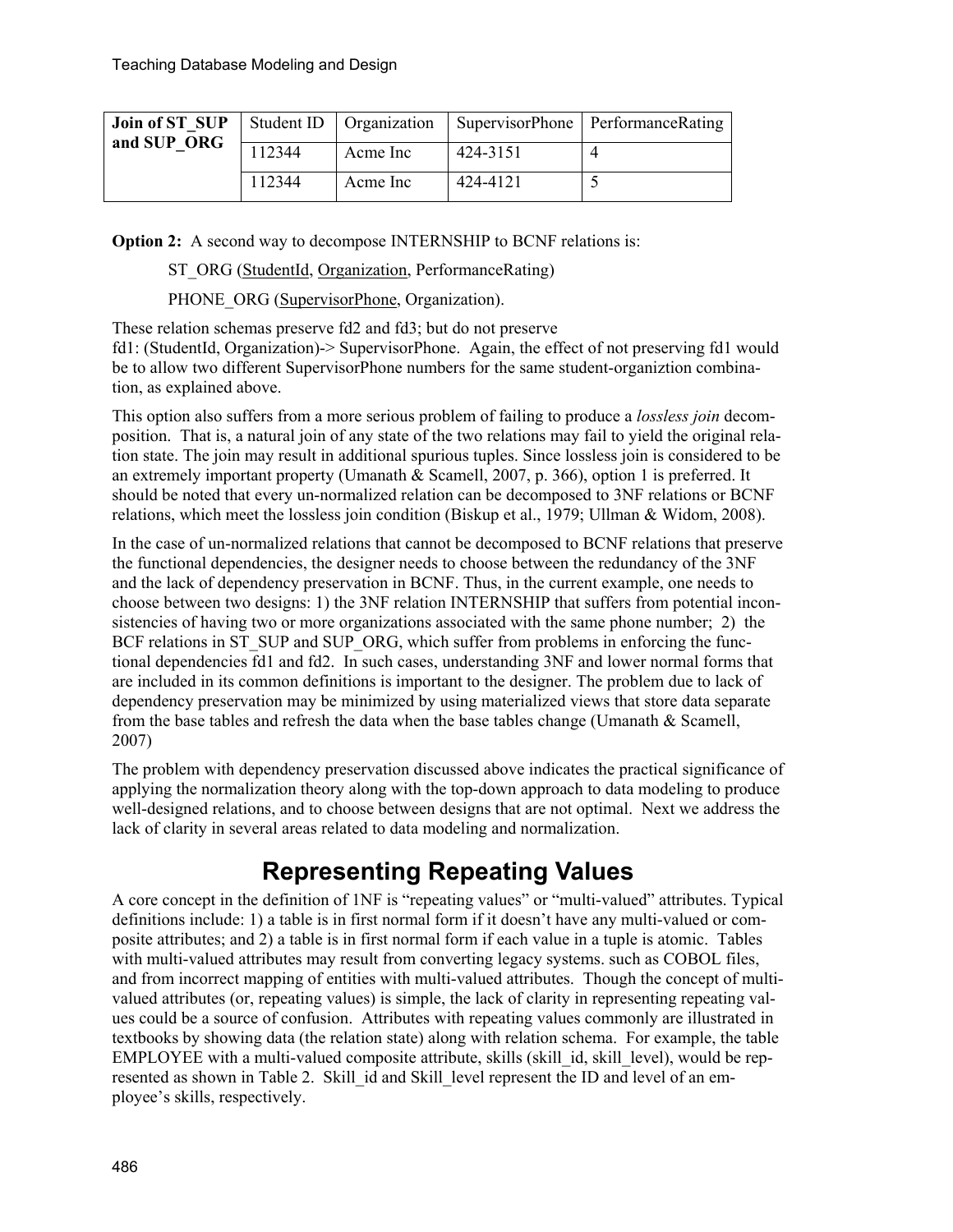| Join of ST_SUP and SUP_ORG | Student ID | Organization | SupervisorPhone | PerformanceRating |
|---|---|---|---|---|
| | 112344 | Acme Inc | 424-3151 | 4 |
| | 112344 | Acme Inc | 424-4121 | 5 |

**Option 2:** A second way to decompose INTERNSHIP to BCNF relations is:

ST_ORG (<u>StudentId</u>, <u>Organization</u>, PerformanceRating)

PHONE_ORG (<u>SupervisorPhone</u>, Organization).

These relation schemas preserve fd2 and fd3; but do not preserve fd1: (StudentId, Organization)-> SupervisorPhone. Again, the effect of not preserving fd1 would be to allow two different SupervisorPhone numbers for the same student-organiztion combination, as explained above.

This option also suffers from a more serious problem of failing to produce a *lossless join* decomposition. That is, a natural join of any state of the two relations may fail to yield the original relation state. The join may result in additional spurious tuples. Since lossless join is considered to be an extremely important property (Umanath & Scamell, 2007, p. 366), option 1 is preferred. It should be noted that every un-normalized relation can be decomposed to 3NF relations or BCNF relations, which meet the lossless join condition (Biskup et al., 1979; Ullman & Widom, 2008).

In the case of un-normalized relations that cannot be decomposed to BCNF relations that preserve the functional dependencies, the designer needs to choose between the redundancy of the 3NF and the lack of dependency preservation in BCNF. Thus, in the current example, one needs to choose between two designs: 1) the 3NF relation INTERNSHIP that suffers from potential inconsistencies of having two or more organizations associated with the same phone number; 2) the BCF relations in ST_SUP and SUP_ORG, which suffer from problems in enforcing the functional dependencies fd1 and fd2. In such cases, understanding 3NF and lower normal forms that are included in its common definitions is important to the designer. The problem due to lack of dependency preservation may be minimized by using materialized views that store data separate from the base tables and refresh the data when the base tables change (Umanath & Scamell, 2007)

The problem with dependency preservation discussed above indicates the practical significance of applying the normalization theory along with the top-down approach to data modeling to produce well-designed relations, and to choose between designs that are not optimal. Next we address the lack of clarity in several areas related to data modeling and normalization.

## Representing Repeating Values

A core concept in the definition of 1NF is "repeating values" or "multi-valued" attributes. Typical definitions include: 1) a table is in first normal form if it doesn't have any multi-valued or composite attributes; and 2) a table is in first normal form if each value in a tuple is atomic. Tables with multi-valued attributes may result from converting legacy systems. such as COBOL files, and from incorrect mapping of entities with multi-valued attributes. Though the concept of multi-valued attributes (or, repeating values) is simple, the lack of clarity in representing repeating values could be a source of confusion. Attributes with repeating values commonly are illustrated in textbooks by showing data (the relation state) along with relation schema. For example, the table EMPLOYEE with a multi-valued composite attribute, skills (skill_id, skill_level), would be represented as shown in Table 2. Skill_id and Skill_level represent the ID and level of an employee's skills, respectively.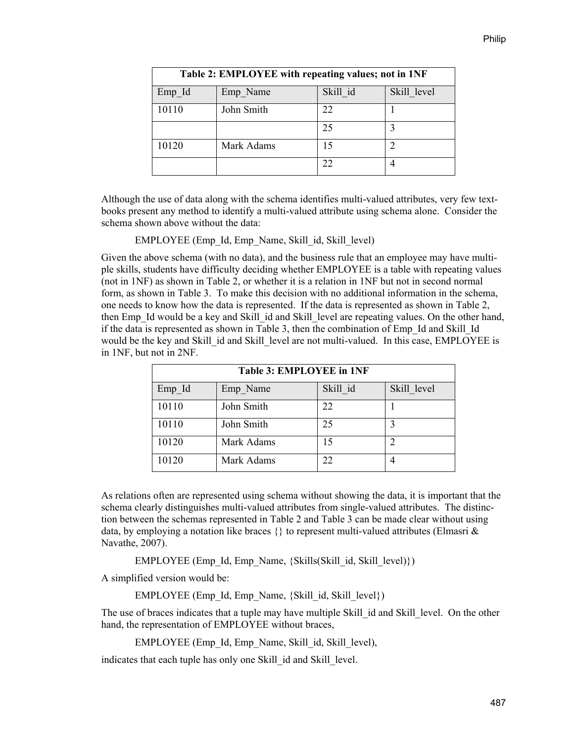| Table 2: EMPLOYEE with repeating values; not in 1NF | | | |
|---|---|---|---|
| Emp_Id | Emp_Name | Skill_id | Skill_level |
| 10110 | John Smith | 22 | 1 |
| | | 25 | 3 |
| 10120 | Mark Adams | 15 | 2 |
| | | 22 | 4 |

Although the use of data along with the schema identifies multi-valued attributes, very few textbooks present any method to identify a multi-valued attribute using schema alone. Consider the schema shown above without the data:

EMPLOYEE (Emp_Id, Emp_Name, Skill_id, Skill_level)

Given the above schema (with no data), and the business rule that an employee may have multiple skills, students have difficulty deciding whether EMPLOYEE is a table with repeating values (not in 1NF) as shown in Table 2, or whether it is a relation in 1NF but not in second normal form, as shown in Table 3. To make this decision with no additional information in the schema, one needs to know how the data is represented. If the data is represented as shown in Table 2, then Emp_Id would be a key and Skill_id and Skill_level are repeating values. On the other hand, if the data is represented as shown in Table 3, then the combination of Emp_Id and Skill_Id would be the key and Skill_id and Skill_level are not multi-valued. In this case, EMPLOYEE is in 1NF, but not in 2NF.

| Table 3: EMPLOYEE in 1NF | | | |
|---|---|---|---|
| Emp_Id | Emp_Name | Skill_id | Skill_level |
| 10110 | John Smith | 22 | 1 |
| 10110 | John Smith | 25 | 3 |
| 10120 | Mark Adams | 15 | 2 |
| 10120 | Mark Adams | 22 | 4 |

As relations often are represented using schema without showing the data, it is important that the schema clearly distinguishes multi-valued attributes from single-valued attributes. The distinction between the schemas represented in Table 2 and Table 3 can be made clear without using data, by employing a notation like braces {} to represent multi-valued attributes (Elmasri & Navathe, 2007).

EMPLOYEE (Emp_Id, Emp_Name, {Skills(Skill_id, Skill_level)})

A simplified version would be:

EMPLOYEE (Emp_Id, Emp_Name, {Skill_id, Skill_level})

The use of braces indicates that a tuple may have multiple Skill_id and Skill_level. On the other hand, the representation of EMPLOYEE without braces,

EMPLOYEE (Emp_Id, Emp_Name, Skill_id, Skill_level),

indicates that each tuple has only one Skill_id and Skill_level.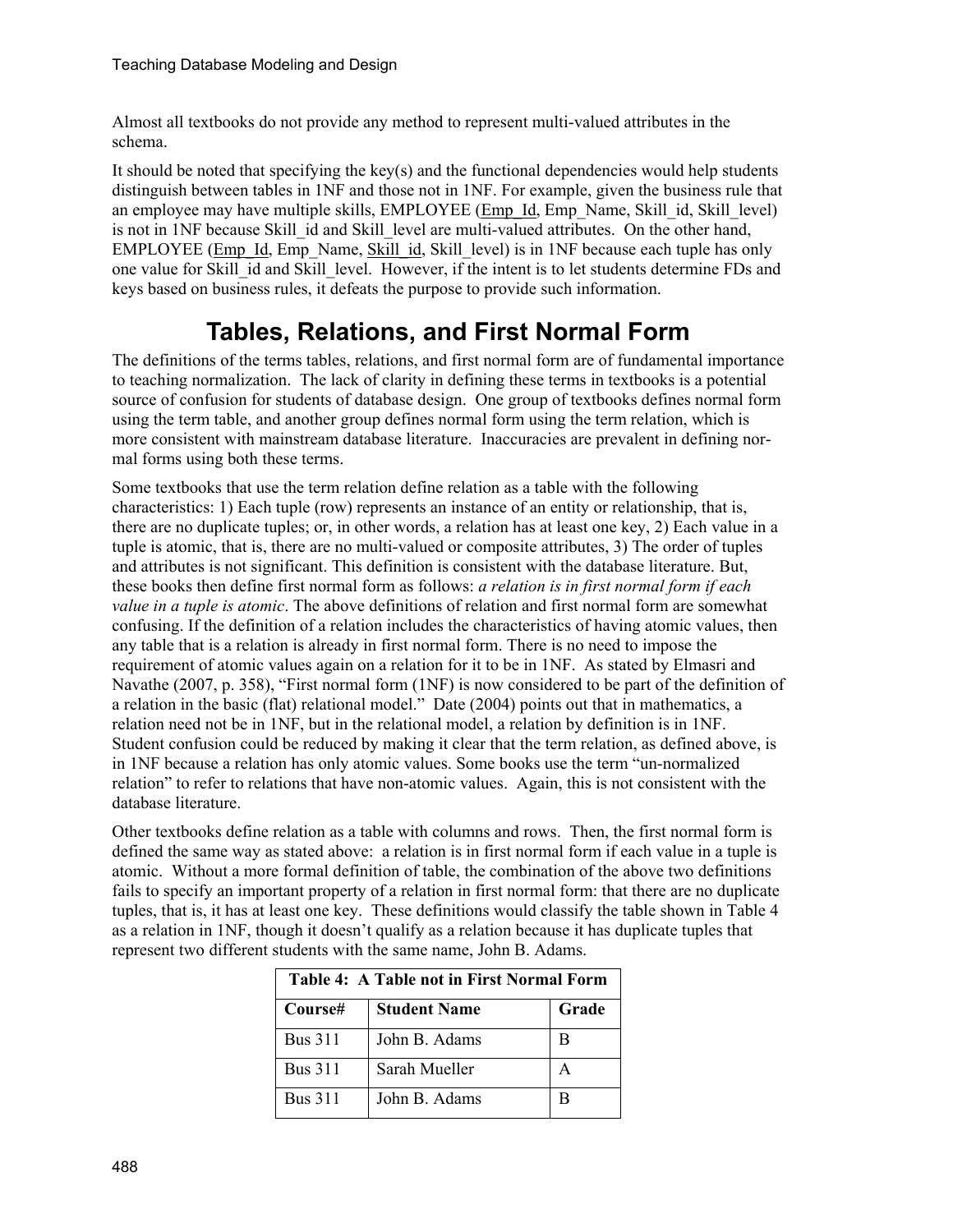Almost all textbooks do not provide any method to represent multi-valued attributes in the schema.

It should be noted that specifying the key(s) and the functional dependencies would help students distinguish between tables in 1NF and those not in 1NF. For example, given the business rule that an employee may have multiple skills, EMPLOYEE (<u>Emp_Id</u>, Emp_Name, Skill_id, Skill_level) is not in 1NF because Skill_id and Skill_level are multi-valued attributes. On the other hand, EMPLOYEE (<u>Emp_Id</u>, Emp_Name, <u>Skill_id</u>, Skill_level) is in 1NF because each tuple has only one value for Skill_id and Skill_level. However, if the intent is to let students determine FDs and keys based on business rules, it defeats the purpose to provide such information.

## Tables, Relations, and First Normal Form

The definitions of the terms tables, relations, and first normal form are of fundamental importance to teaching normalization. The lack of clarity in defining these terms in textbooks is a potential source of confusion for students of database design. One group of textbooks defines normal form using the term table, and another group defines normal form using the term relation, which is more consistent with mainstream database literature. Inaccuracies are prevalent in defining normal forms using both these terms.

Some textbooks that use the term relation define relation as a table with the following characteristics: 1) Each tuple (row) represents an instance of an entity or relationship, that is, there are no duplicate tuples; or, in other words, a relation has at least one key, 2) Each value in a tuple is atomic, that is, there are no multi-valued or composite attributes, 3) The order of tuples and attributes is not significant. This definition is consistent with the database literature. But, these books then define first normal form as follows: *a relation is in first normal form if each value in a tuple is atomic*. The above definitions of relation and first normal form are somewhat confusing. If the definition of a relation includes the characteristics of having atomic values, then any table that is a relation is already in first normal form. There is no need to impose the requirement of atomic values again on a relation for it to be in 1NF. As stated by Elmasri and Navathe (2007, p. 358), "First normal form (1NF) is now considered to be part of the definition of a relation in the basic (flat) relational model." Date (2004) points out that in mathematics, a relation need not be in 1NF, but in the relational model, a relation by definition is in 1NF. Student confusion could be reduced by making it clear that the term relation, as defined above, is in 1NF because a relation has only atomic values. Some books use the term "un-normalized relation" to refer to relations that have non-atomic values. Again, this is not consistent with the database literature.

Other textbooks define relation as a table with columns and rows. Then, the first normal form is defined the same way as stated above: a relation is in first normal form if each value in a tuple is atomic. Without a more formal definition of table, the combination of the above two definitions fails to specify an important property of a relation in first normal form: that there are no duplicate tuples, that is, it has at least one key. These definitions would classify the table shown in Table 4 as a relation in 1NF, though it doesn't qualify as a relation because it has duplicate tuples that represent two different students with the same name, John B. Adams.

**Table 4: A Table not in First Normal Form**

| Course# | Student Name | Grade |
|---|---|---|
| Bus 311 | John B. Adams | B |
| Bus 311 | Sarah Mueller | A |
| Bus 311 | John B. Adams | B |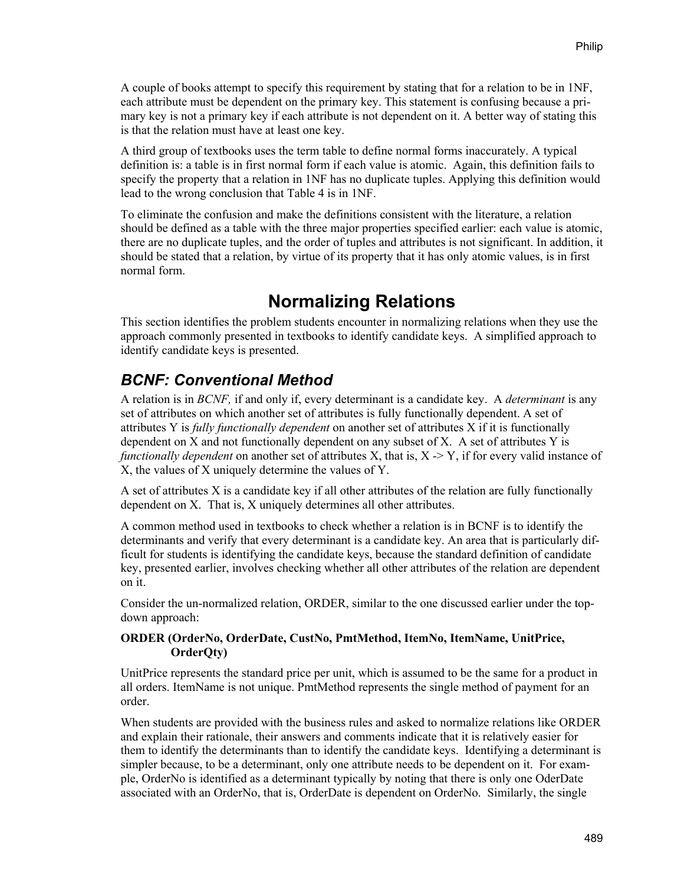A couple of books attempt to specify this requirement by stating that for a relation to be in 1NF, each attribute must be dependent on the primary key. This statement is confusing because a primary key is not a primary key if each attribute is not dependent on it. A better way of stating this is that the relation must have at least one key.

A third group of textbooks uses the term table to define normal forms inaccurately. A typical definition is: a table is in first normal form if each value is atomic. Again, this definition fails to specify the property that a relation in 1NF has no duplicate tuples. Applying this definition would lead to the wrong conclusion that Table 4 is in 1NF.

To eliminate the confusion and make the definitions consistent with the literature, a relation should be defined as a table with the three major properties specified earlier: each value is atomic, there are no duplicate tuples, and the order of tuples and attributes is not significant. In addition, it should be stated that a relation, by virtue of its property that it has only atomic values, is in first normal form.

# Normalizing Relations

This section identifies the problem students encounter in normalizing relations when they use the approach commonly presented in textbooks to identify candidate keys. A simplified approach to identify candidate keys is presented.

## BCNF: Conventional Method

A relation is in *BCNF,* if and only if, every determinant is a candidate key. A *determinant* is any set of attributes on which another set of attributes is fully functionally dependent. A set of attributes Y is *fully functionally dependent* on another set of attributes X if it is functionally dependent on X and not functionally dependent on any subset of X. A set of attributes Y is *functionally dependent* on another set of attributes X, that is, X -> Y, if for every valid instance of X, the values of X uniquely determine the values of Y.

A set of attributes X is a candidate key if all other attributes of the relation are fully functionally dependent on X. That is, X uniquely determines all other attributes.

A common method used in textbooks to check whether a relation is in BCNF is to identify the determinants and verify that every determinant is a candidate key. An area that is particularly difficult for students is identifying the candidate keys, because the standard definition of candidate key, presented earlier, involves checking whether all other attributes of the relation are dependent on it.

Consider the un-normalized relation, ORDER, similar to the one discussed earlier under the top-down approach:

**ORDER (OrderNo, OrderDate, CustNo, PmtMethod, ItemNo, ItemName, UnitPrice, OrderQty)**

UnitPrice represents the standard price per unit, which is assumed to be the same for a product in all orders. ItemName is not unique. PmtMethod represents the single method of payment for an order.

When students are provided with the business rules and asked to normalize relations like ORDER and explain their rationale, their answers and comments indicate that it is relatively easier for them to identify the determinants than to identify the candidate keys. Identifying a determinant is simpler because, to be a determinant, only one attribute needs to be dependent on it. For example, OrderNo is identified as a determinant typically by noting that there is only one OderDate associated with an OrderNo, that is, OrderDate is dependent on OrderNo. Similarly, the single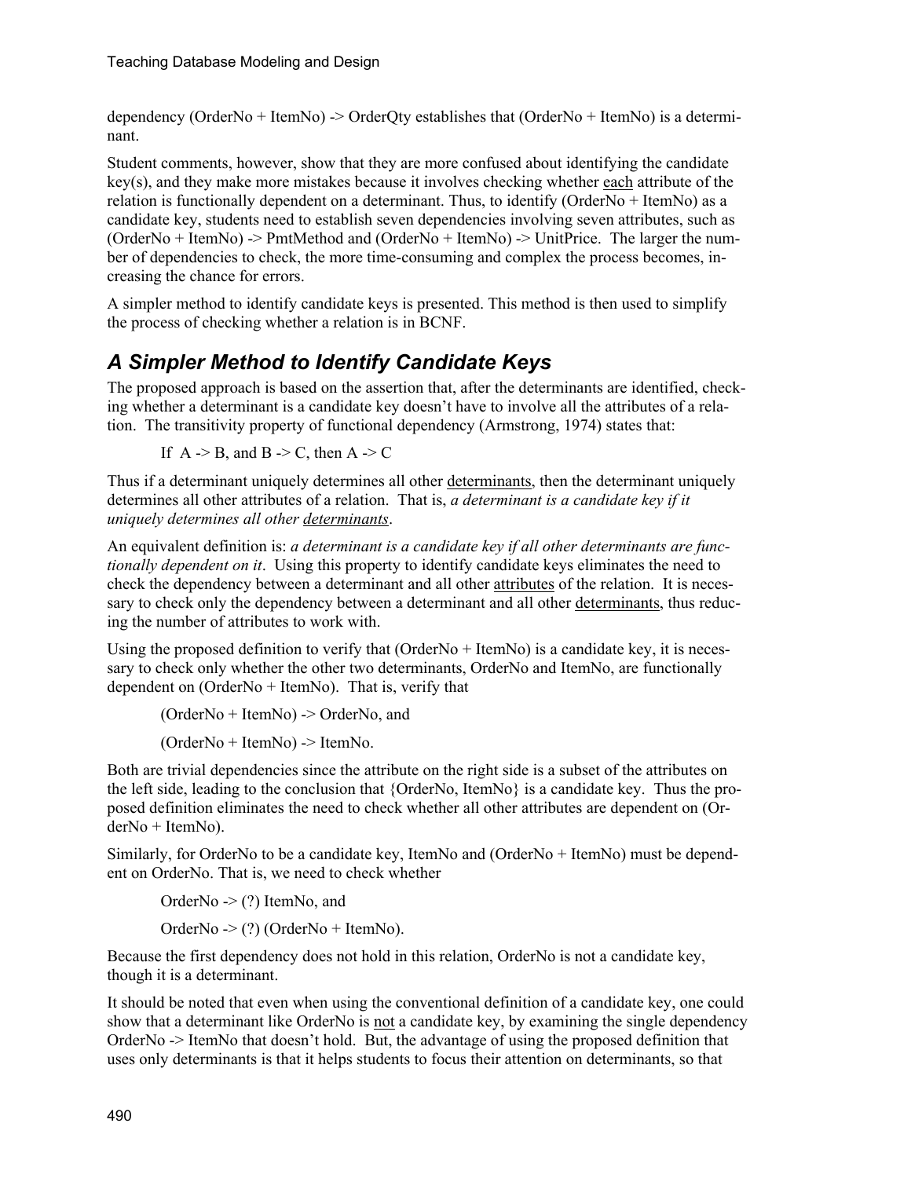dependency (OrderNo + ItemNo) -> OrderQty establishes that (OrderNo + ItemNo) is a determinant.

Student comments, however, show that they are more confused about identifying the candidate key(s), and they make more mistakes because it involves checking whether each attribute of the relation is functionally dependent on a determinant. Thus, to identify (OrderNo + ItemNo) as a candidate key, students need to establish seven dependencies involving seven attributes, such as (OrderNo + ItemNo) -> PmtMethod and (OrderNo + ItemNo) -> UnitPrice. The larger the number of dependencies to check, the more time-consuming and complex the process becomes, increasing the chance for errors.

A simpler method to identify candidate keys is presented. This method is then used to simplify the process of checking whether a relation is in BCNF.

## A Simpler Method to Identify Candidate Keys

The proposed approach is based on the assertion that, after the determinants are identified, checking whether a determinant is a candidate key doesn't have to involve all the attributes of a relation. The transitivity property of functional dependency (Armstrong, 1974) states that:

If A -> B, and B -> C, then A -> C

Thus if a determinant uniquely determines all other determinants, then the determinant uniquely determines all other attributes of a relation. That is, *a determinant is a candidate key if it uniquely determines all other determinants*.

An equivalent definition is: *a determinant is a candidate key if all other determinants are functionally dependent on it*. Using this property to identify candidate keys eliminates the need to check the dependency between a determinant and all other attributes of the relation. It is necessary to check only the dependency between a determinant and all other determinants, thus reducing the number of attributes to work with.

Using the proposed definition to verify that (OrderNo + ItemNo) is a candidate key, it is necessary to check only whether the other two determinants, OrderNo and ItemNo, are functionally dependent on (OrderNo + ItemNo). That is, verify that

(OrderNo + ItemNo) -> OrderNo, and

(OrderNo + ItemNo) -> ItemNo.

Both are trivial dependencies since the attribute on the right side is a subset of the attributes on the left side, leading to the conclusion that {OrderNo, ItemNo} is a candidate key. Thus the proposed definition eliminates the need to check whether all other attributes are dependent on (OrderNo + ItemNo).

Similarly, for OrderNo to be a candidate key, ItemNo and (OrderNo + ItemNo) must be dependent on OrderNo. That is, we need to check whether

OrderNo -> (?) ItemNo, and

OrderNo -> (?) (OrderNo + ItemNo).

Because the first dependency does not hold in this relation, OrderNo is not a candidate key, though it is a determinant.

It should be noted that even when using the conventional definition of a candidate key, one could show that a determinant like OrderNo is not a candidate key, by examining the single dependency OrderNo -> ItemNo that doesn't hold. But, the advantage of using the proposed definition that uses only determinants is that it helps students to focus their attention on determinants, so that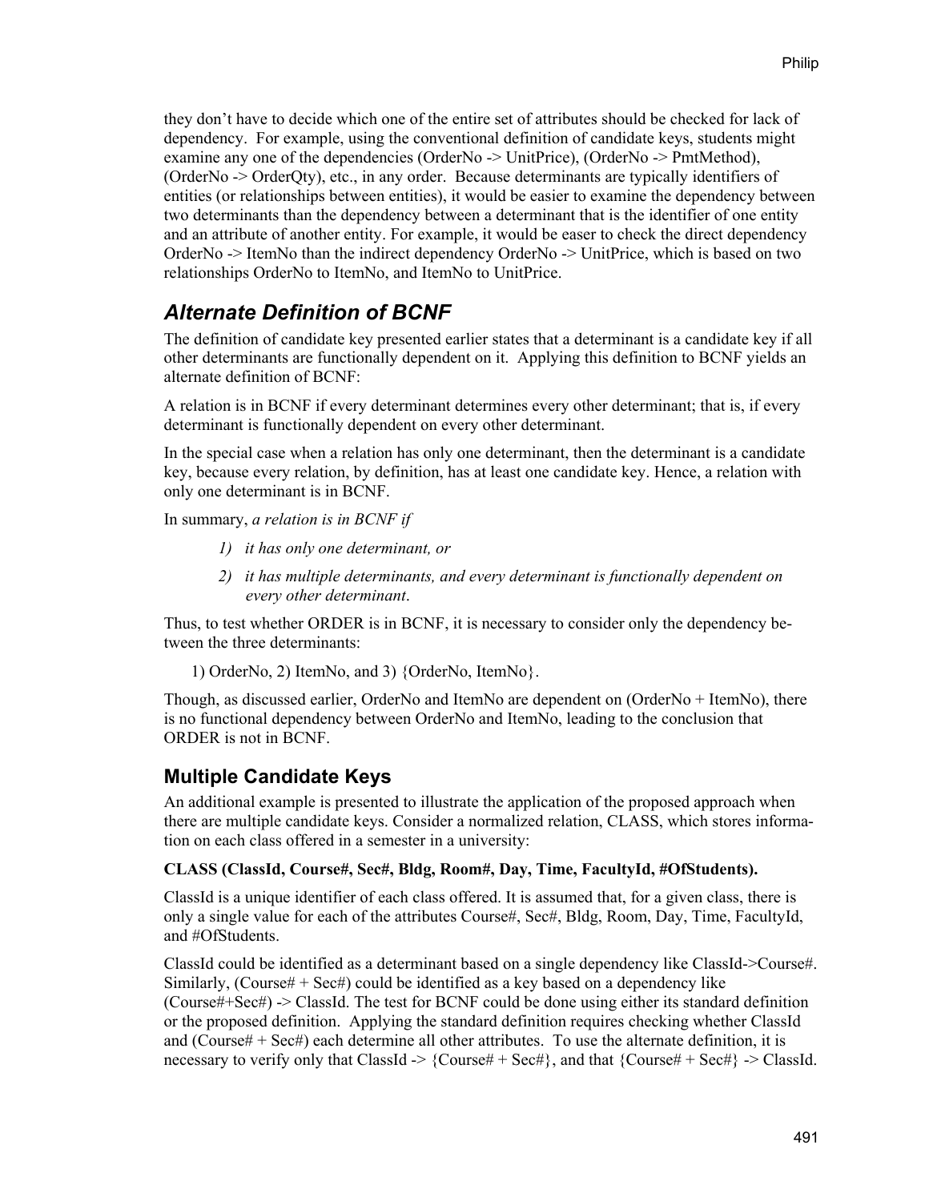they don't have to decide which one of the entire set of attributes should be checked for lack of dependency. For example, using the conventional definition of candidate keys, students might examine any one of the dependencies (OrderNo -> UnitPrice), (OrderNo -> PmtMethod), (OrderNo -> OrderQty), etc., in any order. Because determinants are typically identifiers of entities (or relationships between entities), it would be easier to examine the dependency between two determinants than the dependency between a determinant that is the identifier of one entity and an attribute of another entity. For example, it would be easer to check the direct dependency OrderNo -> ItemNo than the indirect dependency OrderNo -> UnitPrice, which is based on two relationships OrderNo to ItemNo, and ItemNo to UnitPrice.

## *Alternate Definition of BCNF*

The definition of candidate key presented earlier states that a determinant is a candidate key if all other determinants are functionally dependent on it. Applying this definition to BCNF yields an alternate definition of BCNF:

A relation is in BCNF if every determinant determines every other determinant; that is, if every determinant is functionally dependent on every other determinant.

In the special case when a relation has only one determinant, then the determinant is a candidate key, because every relation, by definition, has at least one candidate key. Hence, a relation with only one determinant is in BCNF.

In summary, *a relation is in BCNF if*

1) *it has only one determinant, or*
2) *it has multiple determinants, and every determinant is functionally dependent on every other determinant*.

Thus, to test whether ORDER is in BCNF, it is necessary to consider only the dependency between the three determinants:

1) OrderNo, 2) ItemNo, and 3) {OrderNo, ItemNo}.

Though, as discussed earlier, OrderNo and ItemNo are dependent on (OrderNo + ItemNo), there is no functional dependency between OrderNo and ItemNo, leading to the conclusion that ORDER is not in BCNF.

### Multiple Candidate Keys

An additional example is presented to illustrate the application of the proposed approach when there are multiple candidate keys. Consider a normalized relation, CLASS, which stores information on each class offered in a semester in a university:

**CLASS (ClassId, Course#, Sec#, Bldg, Room#, Day, Time, FacultyId, #OfStudents).**

ClassId is a unique identifier of each class offered. It is assumed that, for a given class, there is only a single value for each of the attributes Course#, Sec#, Bldg, Room, Day, Time, FacultyId, and #OfStudents.

ClassId could be identified as a determinant based on a single dependency like ClassId->Course#. Similarly, (Course# + Sec#) could be identified as a key based on a dependency like (Course#+Sec#) -> ClassId. The test for BCNF could be done using either its standard definition or the proposed definition. Applying the standard definition requires checking whether ClassId and (Course# + Sec#) each determine all other attributes. To use the alternate definition, it is necessary to verify only that ClassId -> {Course# + Sec#}, and that {Course# + Sec#} -> ClassId.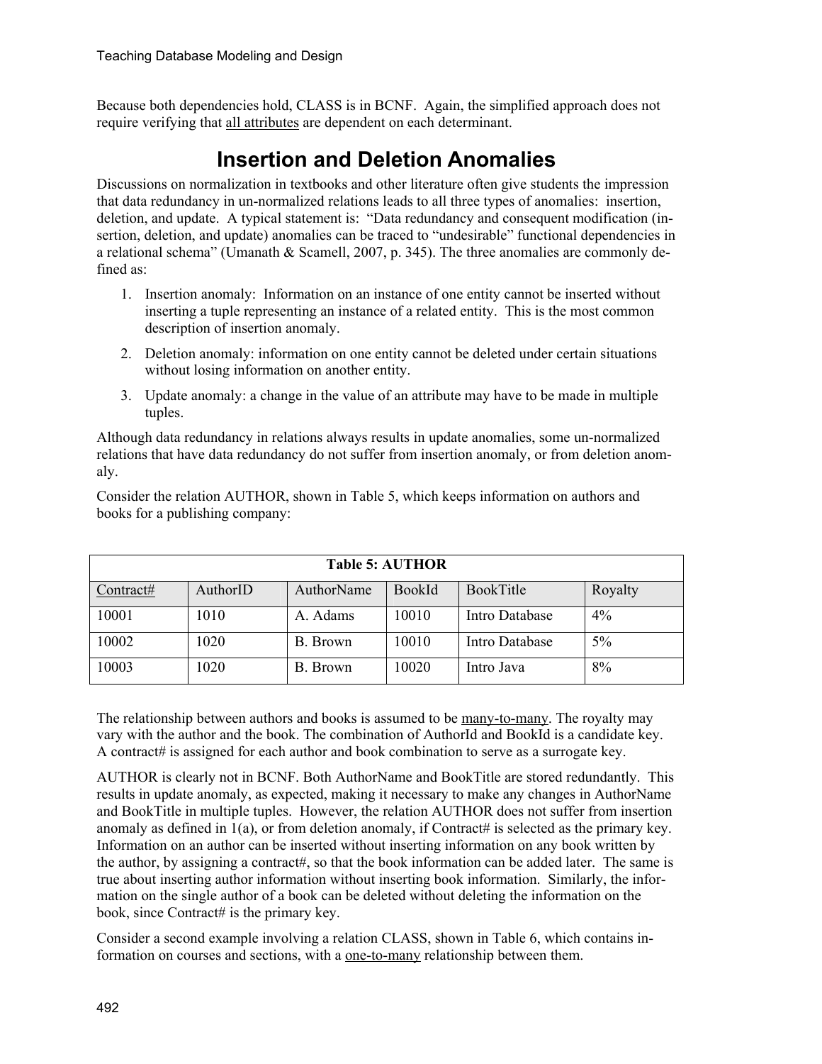Because both dependencies hold, CLASS is in BCNF. Again, the simplified approach does not require verifying that <u>all attributes</u> are dependent on each determinant.

## Insertion and Deletion Anomalies

Discussions on normalization in textbooks and other literature often give students the impression that data redundancy in un-normalized relations leads to all three types of anomalies: insertion, deletion, and update. A typical statement is: "Data redundancy and consequent modification (insertion, deletion, and update) anomalies can be traced to "undesirable" functional dependencies in a relational schema" (Umanath & Scamell, 2007, p. 345). The three anomalies are commonly defined as:

1. Insertion anomaly: Information on an instance of one entity cannot be inserted without inserting a tuple representing an instance of a related entity. This is the most common description of insertion anomaly.
2. Deletion anomaly: information on one entity cannot be deleted under certain situations without losing information on another entity.
3. Update anomaly: a change in the value of an attribute may have to be made in multiple tuples.

Although data redundancy in relations always results in update anomalies, some un-normalized relations that have data redundancy do not suffer from insertion anomaly, or from deletion anomaly.

Consider the relation AUTHOR, shown in Table 5, which keeps information on authors and books for a publishing company:

**Table 5: AUTHOR**

| <u>Contract#</u> | AuthorID | AuthorName | BookId | BookTitle | Royalty |
|---|---|---|---|---|---|
| 10001 | 1010 | A. Adams | 10010 | Intro Database | 4% |
| 10002 | 1020 | B. Brown | 10010 | Intro Database | 5% |
| 10003 | 1020 | B. Brown | 10020 | Intro Java | 8% |

The relationship between authors and books is assumed to be <u>many-to-many</u>. The royalty may vary with the author and the book. The combination of AuthorId and BookId is a candidate key. A contract# is assigned for each author and book combination to serve as a surrogate key.

AUTHOR is clearly not in BCNF. Both AuthorName and BookTitle are stored redundantly. This results in update anomaly, as expected, making it necessary to make any changes in AuthorName and BookTitle in multiple tuples. However, the relation AUTHOR does not suffer from insertion anomaly as defined in 1(a), or from deletion anomaly, if Contract# is selected as the primary key. Information on an author can be inserted without inserting information on any book written by the author, by assigning a contract#, so that the book information can be added later. The same is true about inserting author information without inserting book information. Similarly, the information on the single author of a book can be deleted without deleting the information on the book, since Contract# is the primary key.

Consider a second example involving a relation CLASS, shown in Table 6, which contains information on courses and sections, with a <u>one-to-many</u> relationship between them.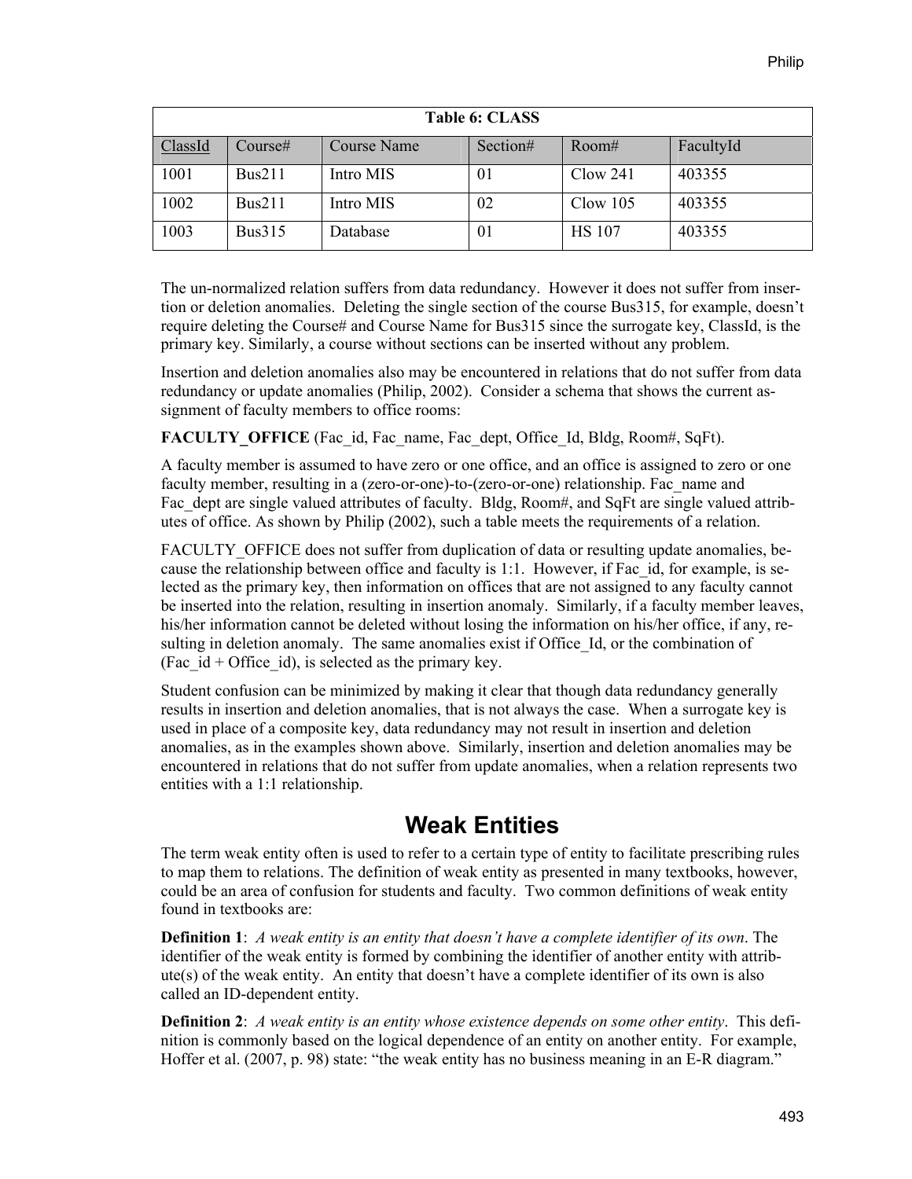| Table 6: CLASS | | | | | |
|---|---|---|---|---|---|
| ClassId | Course# | Course Name | Section# | Room# | FacultyId |
| 1001 | Bus211 | Intro MIS | 01 | Clow 241 | 403355 |
| 1002 | Bus211 | Intro MIS | 02 | Clow 105 | 403355 |
| 1003 | Bus315 | Database | 01 | HS 107 | 403355 |

The un-normalized relation suffers from data redundancy. However it does not suffer from insertion or deletion anomalies. Deleting the single section of the course Bus315, for example, doesn't require deleting the Course# and Course Name for Bus315 since the surrogate key, ClassId, is the primary key. Similarly, a course without sections can be inserted without any problem.

Insertion and deletion anomalies also may be encountered in relations that do not suffer from data redundancy or update anomalies (Philip, 2002). Consider a schema that shows the current assignment of faculty members to office rooms:

**FACULTY_OFFICE** (Fac_id, Fac_name, Fac_dept, Office_Id, Bldg, Room#, SqFt).

A faculty member is assumed to have zero or one office, and an office is assigned to zero or one faculty member, resulting in a (zero-or-one)-to-(zero-or-one) relationship. Fac_name and Fac_dept are single valued attributes of faculty. Bldg, Room#, and SqFt are single valued attributes of office. As shown by Philip (2002), such a table meets the requirements of a relation.

FACULTY_OFFICE does not suffer from duplication of data or resulting update anomalies, because the relationship between office and faculty is 1:1. However, if Fac_id, for example, is selected as the primary key, then information on offices that are not assigned to any faculty cannot be inserted into the relation, resulting in insertion anomaly. Similarly, if a faculty member leaves, his/her information cannot be deleted without losing the information on his/her office, if any, resulting in deletion anomaly. The same anomalies exist if Office_Id, or the combination of (Fac_id + Office_id), is selected as the primary key.

Student confusion can be minimized by making it clear that though data redundancy generally results in insertion and deletion anomalies, that is not always the case. When a surrogate key is used in place of a composite key, data redundancy may not result in insertion and deletion anomalies, as in the examples shown above. Similarly, insertion and deletion anomalies may be encountered in relations that do not suffer from update anomalies, when a relation represents two entities with a 1:1 relationship.

## Weak Entities

The term weak entity often is used to refer to a certain type of entity to facilitate prescribing rules to map them to relations. The definition of weak entity as presented in many textbooks, however, could be an area of confusion for students and faculty. Two common definitions of weak entity found in textbooks are:

**Definition 1**: *A weak entity is an entity that doesn't have a complete identifier of its own*. The identifier of the weak entity is formed by combining the identifier of another entity with attribute(s) of the weak entity. An entity that doesn't have a complete identifier of its own is also called an ID-dependent entity.

**Definition 2**: *A weak entity is an entity whose existence depends on some other entity*. This definition is commonly based on the logical dependence of an entity on another entity. For example, Hoffer et al. (2007, p. 98) state: "the weak entity has no business meaning in an E-R diagram."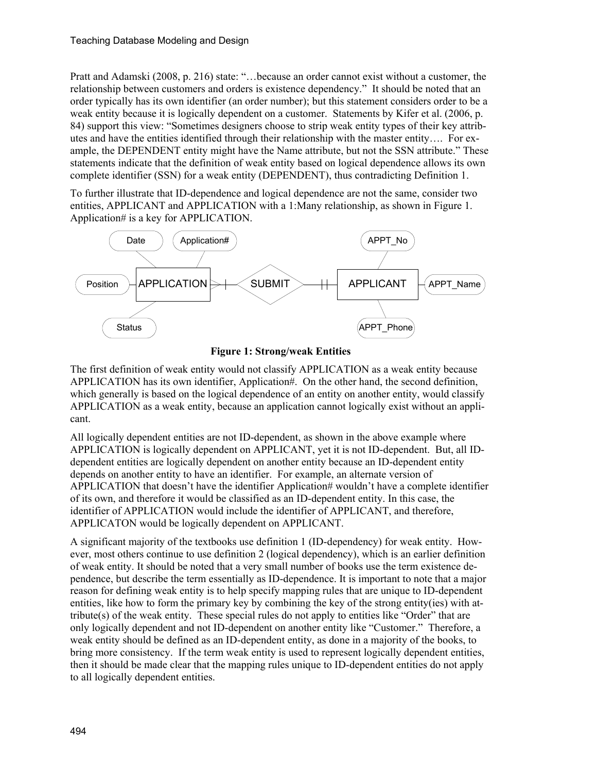Pratt and Adamski (2008, p. 216) state: "…because an order cannot exist without a customer, the relationship between customers and orders is existence dependency." It should be noted that an order typically has its own identifier (an order number); but this statement considers order to be a weak entity because it is logically dependent on a customer. Statements by Kifer et al. (2006, p. 84) support this view: "Sometimes designers choose to strip weak entity types of their key attributes and have the entities identified through their relationship with the master entity…. For example, the DEPENDENT entity might have the Name attribute, but not the SSN attribute." These statements indicate that the definition of weak entity based on logical dependence allows its own complete identifier (SSN) for a weak entity (DEPENDENT), thus contradicting Definition 1.

To further illustrate that ID-dependence and logical dependence are not the same, consider two entities, APPLICANT and APPLICATION with a 1:Many relationship, as shown in Figure 1. Application# is a key for APPLICATION.

**Figure 1: Strong/weak Entities**

The first definition of weak entity would not classify APPLICATION as a weak entity because APPLICATION has its own identifier, Application#. On the other hand, the second definition, which generally is based on the logical dependence of an entity on another entity, would classify APPLICATION as a weak entity, because an application cannot logically exist without an applicant.

All logically dependent entities are not ID-dependent, as shown in the above example where APPLICATION is logically dependent on APPLICANT, yet it is not ID-dependent. But, all ID-dependent entities are logically dependent on another entity because an ID-dependent entity depends on another entity to have an identifier. For example, an alternate version of APPLICATION that doesn't have the identifier Application# wouldn't have a complete identifier of its own, and therefore it would be classified as an ID-dependent entity. In this case, the identifier of APPLICATION would include the identifier of APPLICANT, and therefore, APPLICATON would be logically dependent on APPLICANT.

A significant majority of the textbooks use definition 1 (ID-dependency) for weak entity. However, most others continue to use definition 2 (logical dependency), which is an earlier definition of weak entity. It should be noted that a very small number of books use the term existence dependence, but describe the term essentially as ID-dependence. It is important to note that a major reason for defining weak entity is to help specify mapping rules that are unique to ID-dependent entities, like how to form the primary key by combining the key of the strong entity(ies) with attribute(s) of the weak entity. These special rules do not apply to entities like "Order" that are only logically dependent and not ID-dependent on another entity like "Customer." Therefore, a weak entity should be defined as an ID-dependent entity, as done in a majority of the books, to bring more consistency. If the term weak entity is used to represent logically dependent entities, then it should be made clear that the mapping rules unique to ID-dependent entities do not apply to all logically dependent entities.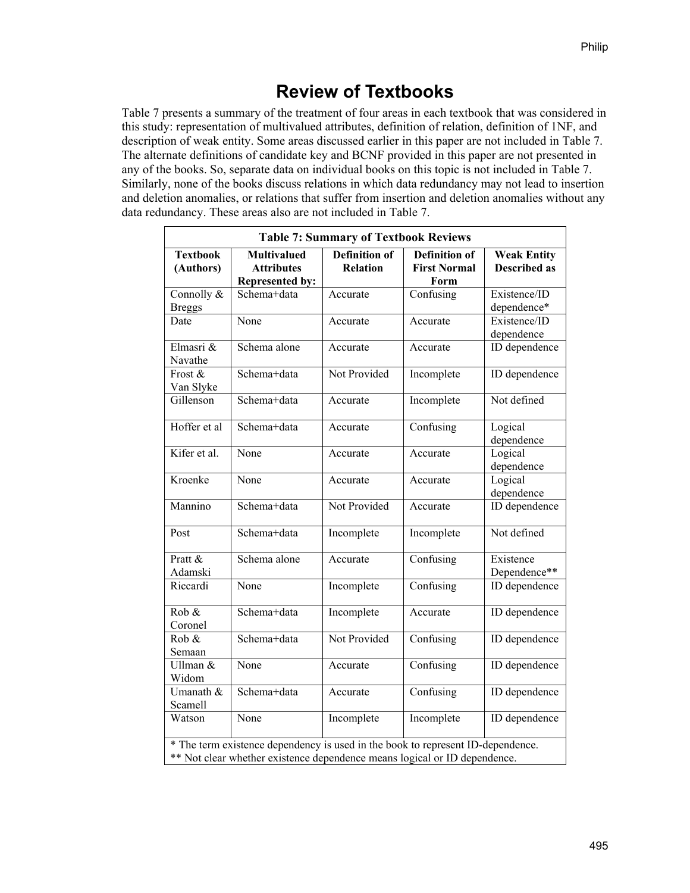# Review of Textbooks

Table 7 presents a summary of the treatment of four areas in each textbook that was considered in this study: representation of multivalued attributes, definition of relation, definition of 1NF, and description of weak entity. Some areas discussed earlier in this paper are not included in Table 7. The alternate definitions of candidate key and BCNF provided in this paper are not presented in any of the books. So, separate data on individual books on this topic is not included in Table 7. Similarly, none of the books discuss relations in which data redundancy may not lead to insertion and deletion anomalies, or relations that suffer from insertion and deletion anomalies without any data redundancy. These areas also are not included in Table 7.

**Table 7: Summary of Textbook Reviews**

| Textbook (Authors) | Multivalued Attributes Represented by: | Definition of Relation | Definition of First Normal Form | Weak Entity Described as |
|---|---|---|---|---|
| Connolly & Breggs | Schema+data | Accurate | Confusing | Existence/ID dependence* |
| Date | None | Accurate | Accurate | Existence/ID dependence |
| Elmasri & Navathe | Schema alone | Accurate | Accurate | ID dependence |
| Frost & Van Slyke | Schema+data | Not Provided | Incomplete | ID dependence |
| Gillenson | Schema+data | Accurate | Incomplete | Not defined |
| Hoffer et al | Schema+data | Accurate | Confusing | Logical dependence |
| Kifer et al. | None | Accurate | Accurate | Logical dependence |
| Kroenke | None | Accurate | Accurate | Logical dependence |
| Mannino | Schema+data | Not Provided | Accurate | ID dependence |
| Post | Schema+data | Incomplete | Incomplete | Not defined |
| Pratt & Adamski | Schema alone | Accurate | Confusing | Existence Dependence** |
| Riccardi | None | Incomplete | Confusing | ID dependence |
| Rob & Coronel | Schema+data | Incomplete | Accurate | ID dependence |
| Rob & Semaan | Schema+data | Not Provided | Confusing | ID dependence |
| Ullman & Widom | None | Accurate | Confusing | ID dependence |
| Umanath & Scamell | Schema+data | Accurate | Confusing | ID dependence |
| Watson | None | Incomplete | Incomplete | ID dependence |

\* The term existence dependency is used in the book to represent ID-dependence.
\*\* Not clear whether existence dependence means logical or ID dependence.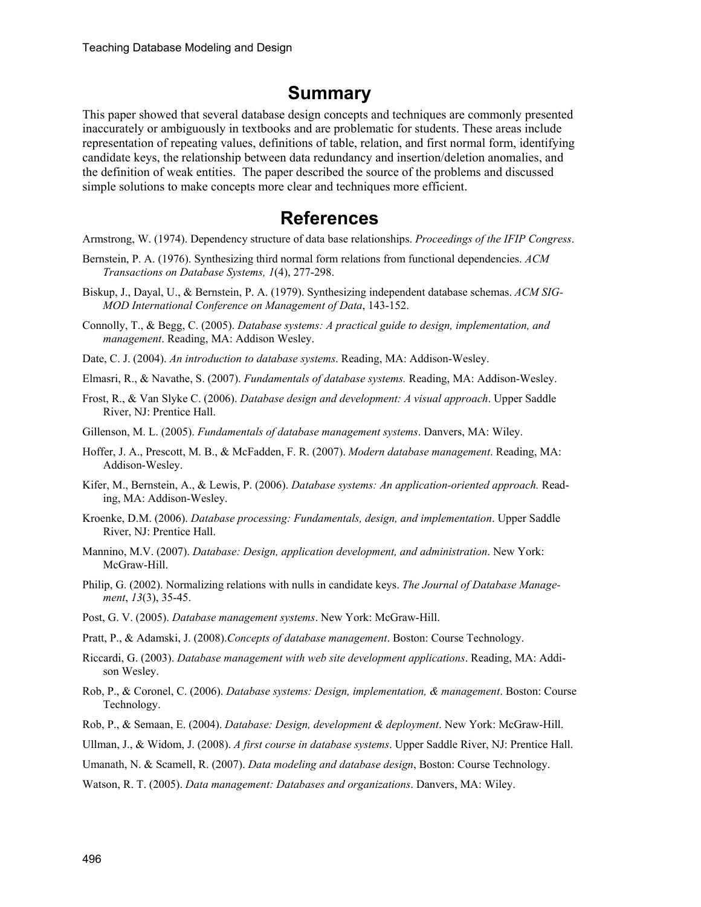## Summary

This paper showed that several database design concepts and techniques are commonly presented inaccurately or ambiguously in textbooks and are problematic for students. These areas include representation of repeating values, definitions of table, relation, and first normal form, identifying candidate keys, the relationship between data redundancy and insertion/deletion anomalies, and the definition of weak entities. The paper described the source of the problems and discussed simple solutions to make concepts more clear and techniques more efficient.

## References

Armstrong, W. (1974). Dependency structure of data base relationships. *Proceedings of the IFIP Congress*.

Bernstein, P. A. (1976). Synthesizing third normal form relations from functional dependencies. *ACM Transactions on Database Systems, 1*(4), 277-298.

Biskup, J., Dayal, U., & Bernstein, P. A. (1979). Synthesizing independent database schemas. *ACM SIG-MOD International Conference on Management of Data*, 143-152.

Connolly, T., & Begg, C. (2005). *Database systems: A practical guide to design, implementation, and management*. Reading, MA: Addison Wesley.

Date, C. J. (2004). *An introduction to database systems*. Reading, MA: Addison-Wesley.

Elmasri, R., & Navathe, S. (2007). *Fundamentals of database systems.* Reading, MA: Addison-Wesley.

Frost, R., & Van Slyke C. (2006). *Database design and development: A visual approach*. Upper Saddle River, NJ: Prentice Hall.

Gillenson, M. L. (2005). *Fundamentals of database management systems*. Danvers, MA: Wiley.

Hoffer, J. A., Prescott, M. B., & McFadden, F. R. (2007). *Modern database management*. Reading, MA: Addison-Wesley.

Kifer, M., Bernstein, A., & Lewis, P. (2006). *Database systems: An application-oriented approach.* Reading, MA: Addison-Wesley.

Kroenke, D.M. (2006). *Database processing: Fundamentals, design, and implementation*. Upper Saddle River, NJ: Prentice Hall.

Mannino, M.V. (2007). *Database: Design, application development, and administration*. New York: McGraw-Hill.

Philip, G. (2002). Normalizing relations with nulls in candidate keys. *The Journal of Database Management*, *13*(3), 35-45.

Post, G. V. (2005). *Database management systems*. New York: McGraw-Hill.

Pratt, P., & Adamski, J. (2008).*Concepts of database management*. Boston: Course Technology.

Riccardi, G. (2003). *Database management with web site development applications*. Reading, MA: Addison Wesley.

Rob, P., & Coronel, C. (2006). *Database systems: Design, implementation, & management*. Boston: Course Technology.

Rob, P., & Semaan, E. (2004). *Database: Design, development & deployment*. New York: McGraw-Hill.

Ullman, J., & Widom, J. (2008). *A first course in database systems*. Upper Saddle River, NJ: Prentice Hall.

Umanath, N. & Scamell, R. (2007). *Data modeling and database design*, Boston: Course Technology.

Watson, R. T. (2005). *Data management: Databases and organizations*. Danvers, MA: Wiley.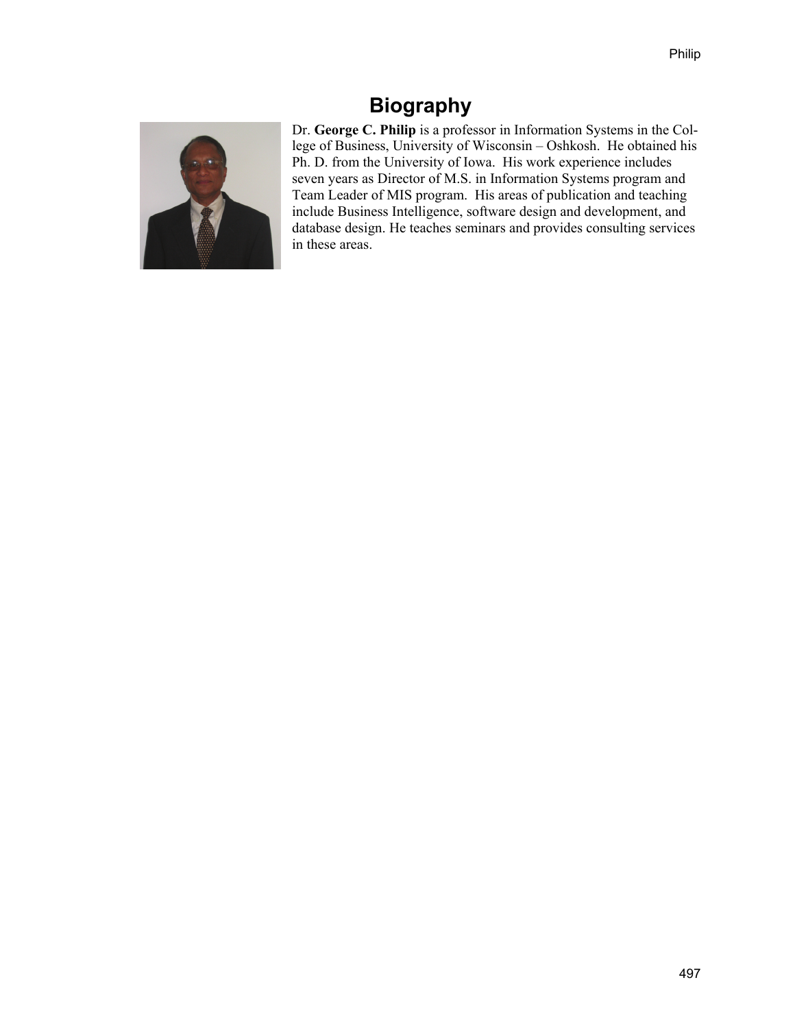# Biography

Dr. **George C. Philip** is a professor in Information Systems in the College of Business, University of Wisconsin – Oshkosh. He obtained his Ph. D. from the University of Iowa. His work experience includes seven years as Director of M.S. in Information Systems program and Team Leader of MIS program. His areas of publication and teaching include Business Intelligence, software design and development, and database design. He teaches seminars and provides consulting services in these areas.